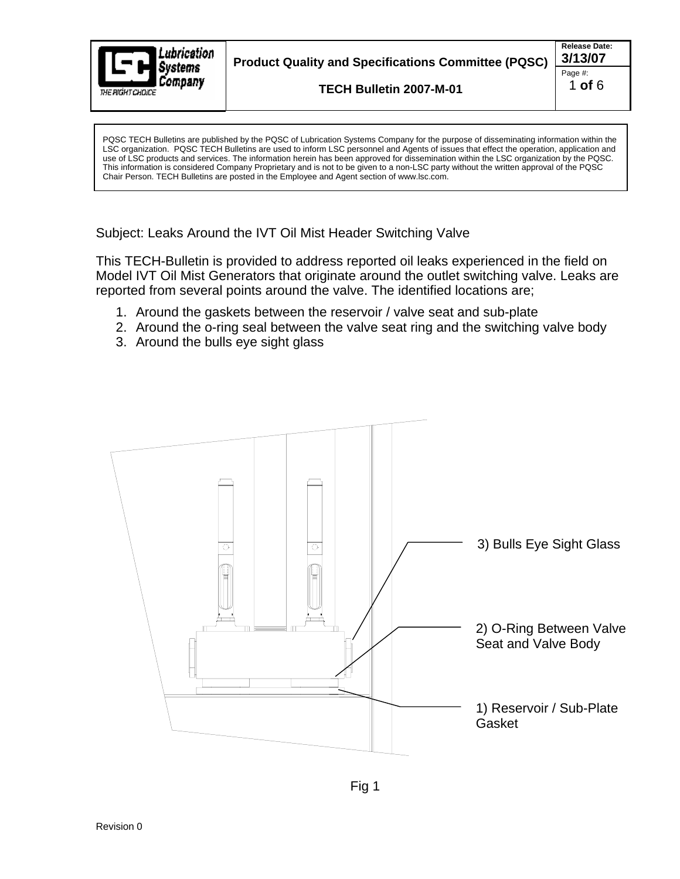**Lubrication Systems Company** — THE RIGHT CHOICE

**Product Quality and Specifications Committee (PQSC)**

**TECH Bulletin 2007-M-01**

**Release Date:** 3/13/07

PQSC TECH Bulletins are published by the PQSC of Lubrication Systems Company for the purpose of disseminating information within the LSC organization. PQSC TECH Bulletins are used to inform LSC personnel and Agents of issues that effect the operation, application and use of LSC products and services. The information herein has been approved for dissemination within the LSC organization by the PQSC. This information is considered Company Proprietary and is not to be given to a non-LSC party without the written approval of the PQSC Chair Person. TECH Bulletins are posted in the Employee and Agent section of www.lsc.com.

Subject: Leaks Around the IVT Oil Mist Header Switching Valve

This TECH-Bulletin is provided to address reported oil leaks experienced in the field on Model IVT Oil Mist Generators that originate around the outlet switching valve. Leaks are reported from several points around the valve. The identified locations are;

1. Around the gaskets between the reservoir / valve seat and sub-plate
2. Around the o-ring seal between the valve seat ring and the switching valve body
3. Around the bulls eye sight glass

3) Bulls Eye Sight Glass

2) O-Ring Between Valve Seat and Valve Body

1) Reservoir / Sub-Plate Gasket

Fig 1

Revision 0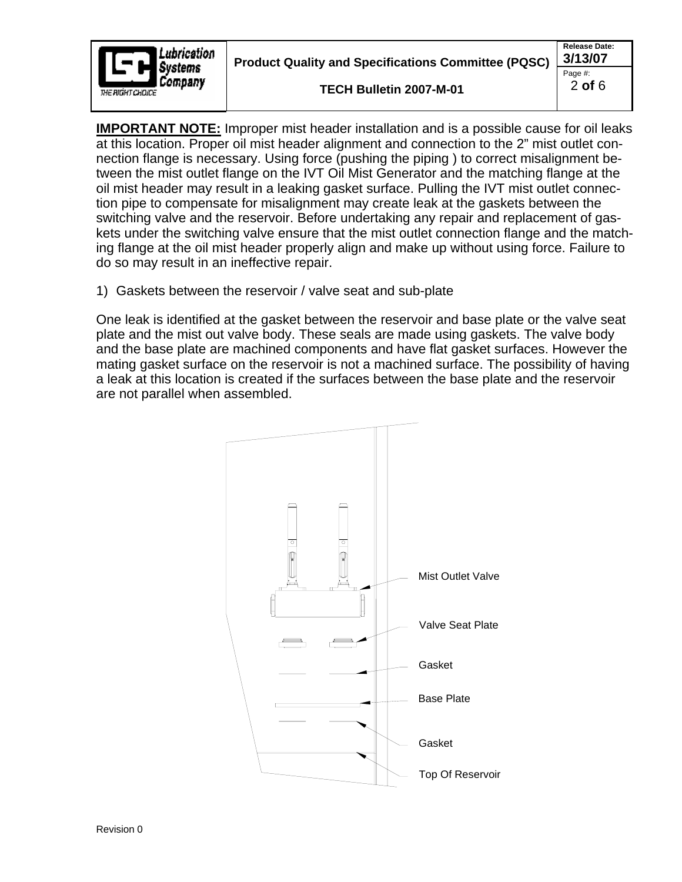**IMPORTANT NOTE:** Improper mist header installation and is a possible cause for oil leaks at this location. Proper oil mist header alignment and connection to the 2" mist outlet connection flange is necessary. Using force (pushing the piping ) to correct misalignment between the mist outlet flange on the IVT Oil Mist Generator and the matching flange at the oil mist header may result in a leaking gasket surface. Pulling the IVT mist outlet connection pipe to compensate for misalignment may create leak at the gaskets between the switching valve and the reservoir. Before undertaking any repair and replacement of gaskets under the switching valve ensure that the mist outlet connection flange and the matching flange at the oil mist header properly align and make up without using force. Failure to do so may result in an ineffective repair.

1) Gaskets between the reservoir / valve seat and sub-plate

One leak is identified at the gasket between the reservoir and base plate or the valve seat plate and the mist out valve body. These seals are made using gaskets. The valve body and the base plate are machined components and have flat gasket surfaces. However the mating gasket surface on the reservoir is not a machined surface. The possibility of having a leak at this location is created if the surfaces between the base plate and the reservoir are not parallel when assembled.

Mist Outlet Valve

Valve Seat Plate

Gasket

Base Plate

Gasket

Top Of Reservoir

Revision 0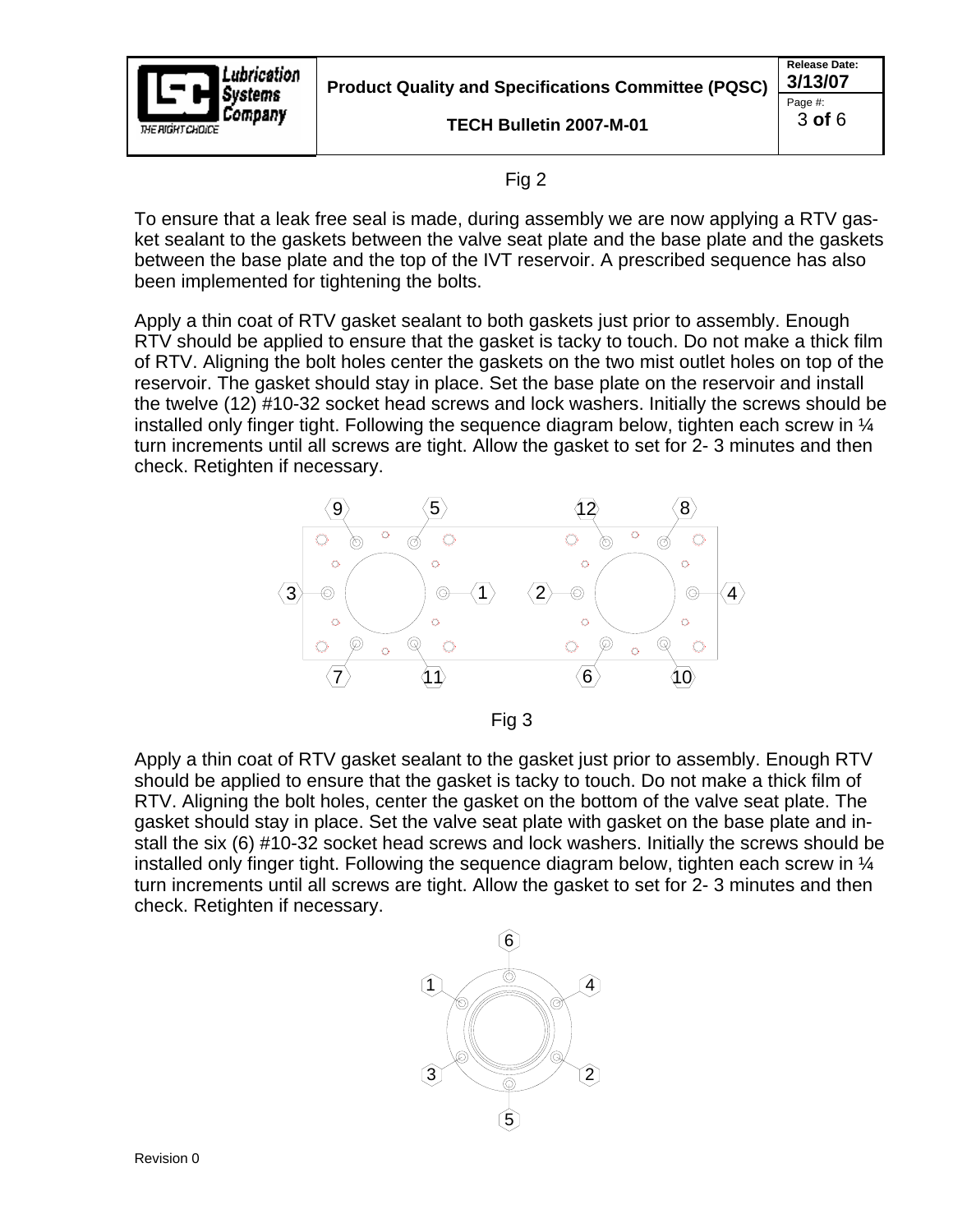Fig 2

To ensure that a leak free seal is made, during assembly we are now applying a RTV gasket sealant to the gaskets between the valve seat plate and the base plate and the gaskets between the base plate and the top of the IVT reservoir. A prescribed sequence has also been implemented for tightening the bolts.

Apply a thin coat of RTV gasket sealant to both gaskets just prior to assembly. Enough RTV should be applied to ensure that the gasket is tacky to touch. Do not make a thick film of RTV. Aligning the bolt holes center the gaskets on the two mist outlet holes on top of the reservoir. The gasket should stay in place. Set the base plate on the reservoir and install the twelve (12) #10-32 socket head screws and lock washers. Initially the screws should be installed only finger tight. Following the sequence diagram below, tighten each screw in ¼ turn increments until all screws are tight. Allow the gasket to set for 2- 3 minutes and then check. Retighten if necessary.

Fig 3

Apply a thin coat of RTV gasket sealant to the gasket just prior to assembly. Enough RTV should be applied to ensure that the gasket is tacky to touch. Do not make a thick film of RTV. Aligning the bolt holes, center the gasket on the bottom of the valve seat plate. The gasket should stay in place. Set the valve seat plate with gasket on the base plate and install the six (6) #10-32 socket head screws and lock washers. Initially the screws should be installed only finger tight. Following the sequence diagram below, tighten each screw in ¼ turn increments until all screws are tight. Allow the gasket to set for 2- 3 minutes and then check. Retighten if necessary.

Revision 0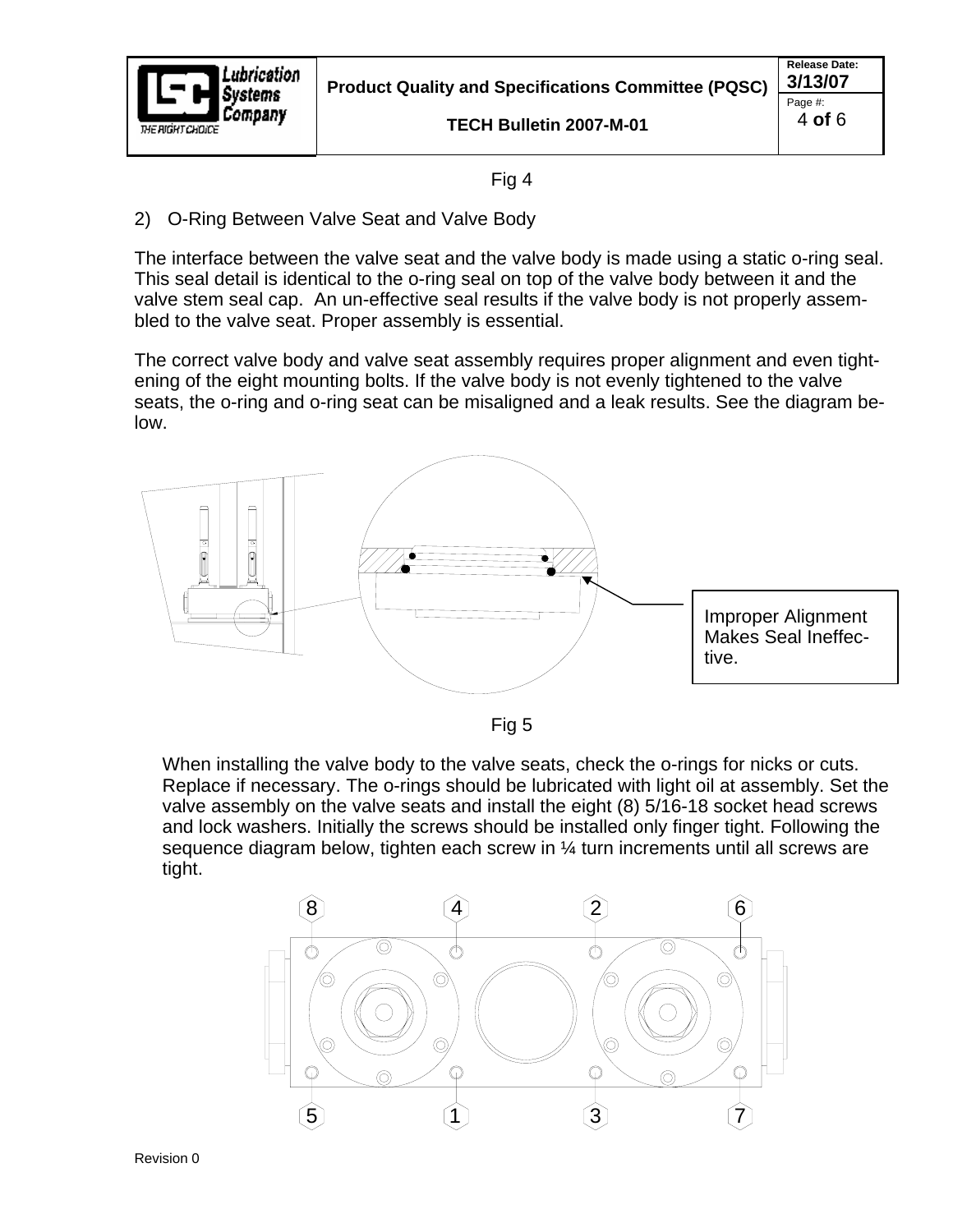Fig 4

2) O-Ring Between Valve Seat and Valve Body

The interface between the valve seat and the valve body is made using a static o-ring seal. This seal detail is identical to the o-ring seal on top of the valve body between it and the valve stem seal cap. An un-effective seal results if the valve body is not properly assembled to the valve seat. Proper assembly is essential.

The correct valve body and valve seat assembly requires proper alignment and even tightening of the eight mounting bolts. If the valve body is not evenly tightened to the valve seats, the o-ring and o-ring seat can be misaligned and a leak results. See the diagram below.

Improper Alignment Makes Seal Ineffective.

Fig 5

When installing the valve body to the valve seats, check the o-rings for nicks or cuts. Replace if necessary. The o-rings should be lubricated with light oil at assembly. Set the valve assembly on the valve seats and install the eight (8) 5/16-18 socket head screws and lock washers. Initially the screws should be installed only finger tight. Following the sequence diagram below, tighten each screw in ¼ turn increments until all screws are tight.

8 4 2 6

5 1 3 7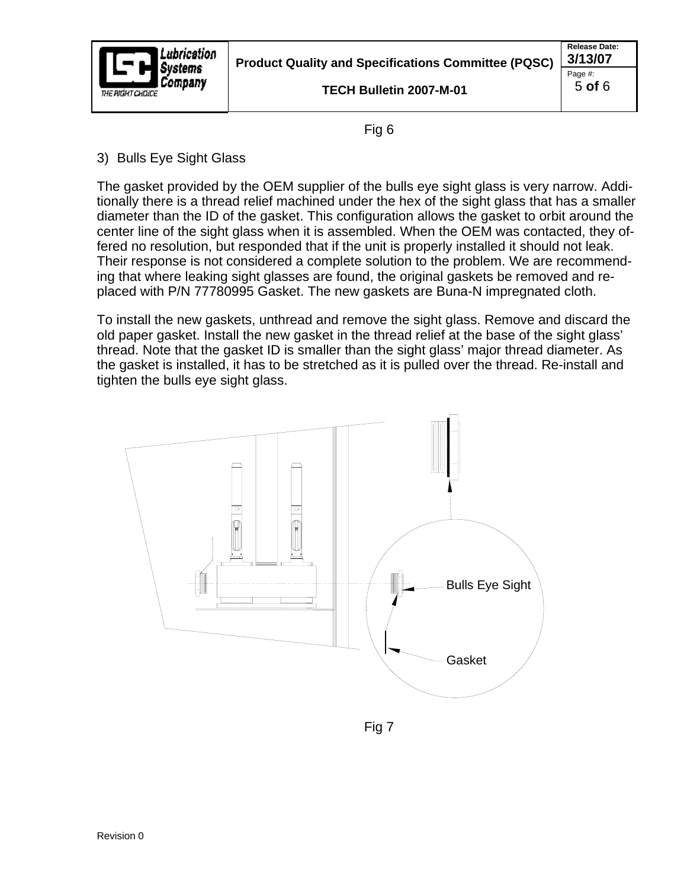Fig 6

3) Bulls Eye Sight Glass

The gasket provided by the OEM supplier of the bulls eye sight glass is very narrow. Additionally there is a thread relief machined under the hex of the sight glass that has a smaller diameter than the ID of the gasket. This configuration allows the gasket to orbit around the center line of the sight glass when it is assembled. When the OEM was contacted, they offered no resolution, but responded that if the unit is properly installed it should not leak. Their response is not considered a complete solution to the problem. We are recommending that where leaking sight glasses are found, the original gaskets be removed and replaced with P/N 77780995 Gasket. The new gaskets are Buna-N impregnated cloth.

To install the new gaskets, unthread and remove the sight glass. Remove and discard the old paper gasket. Install the new gasket in the thread relief at the base of the sight glass' thread. Note that the gasket ID is smaller than the sight glass' major thread diameter. As the gasket is installed, it has to be stretched as it is pulled over the thread. Re-install and tighten the bulls eye sight glass.

Bulls Eye Sight

Gasket

Fig 7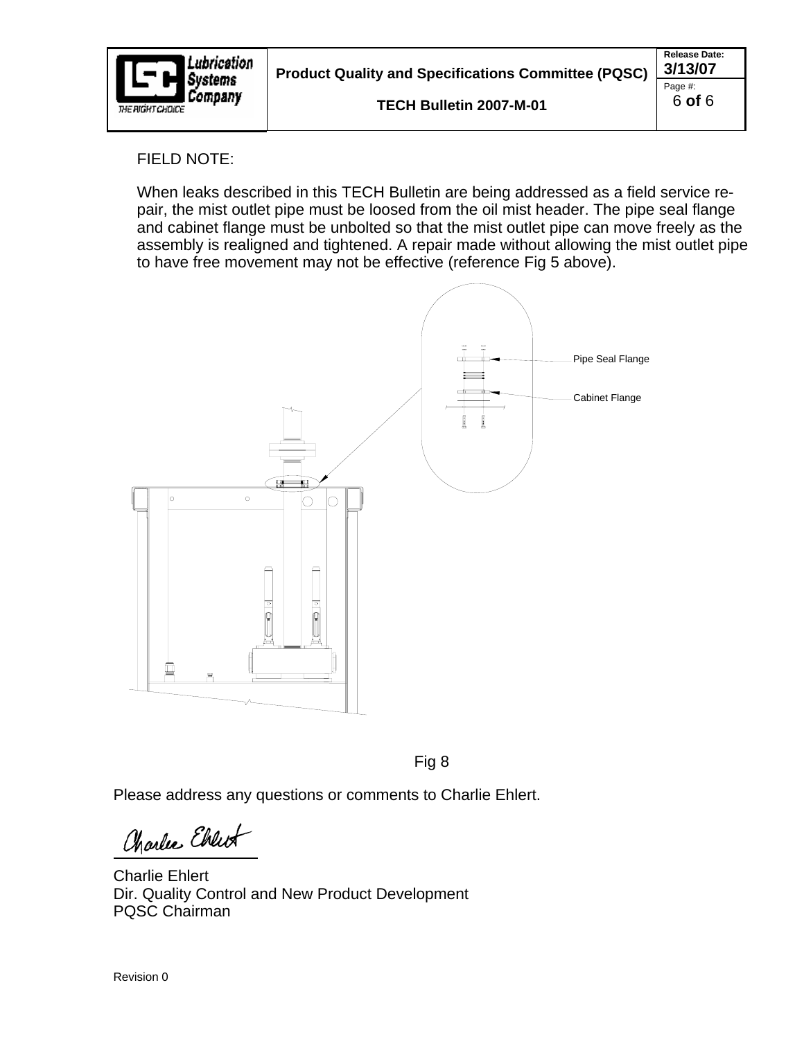FIELD NOTE:

When leaks described in this TECH Bulletin are being addressed as a field service repair, the mist outlet pipe must be loosed from the oil mist header. The pipe seal flange and cabinet flange must be unbolted so that the mist outlet pipe can move freely as the assembly is realigned and tightened. A repair made without allowing the mist outlet pipe to have free movement may not be effective (reference Fig 5 above).

Pipe Seal Flange

Cabinet Flange

Fig 8

Please address any questions or comments to Charlie Ehlert.

Charlie Ehlert
Dir. Quality Control and New Product Development
PQSC Chairman

Revision 0